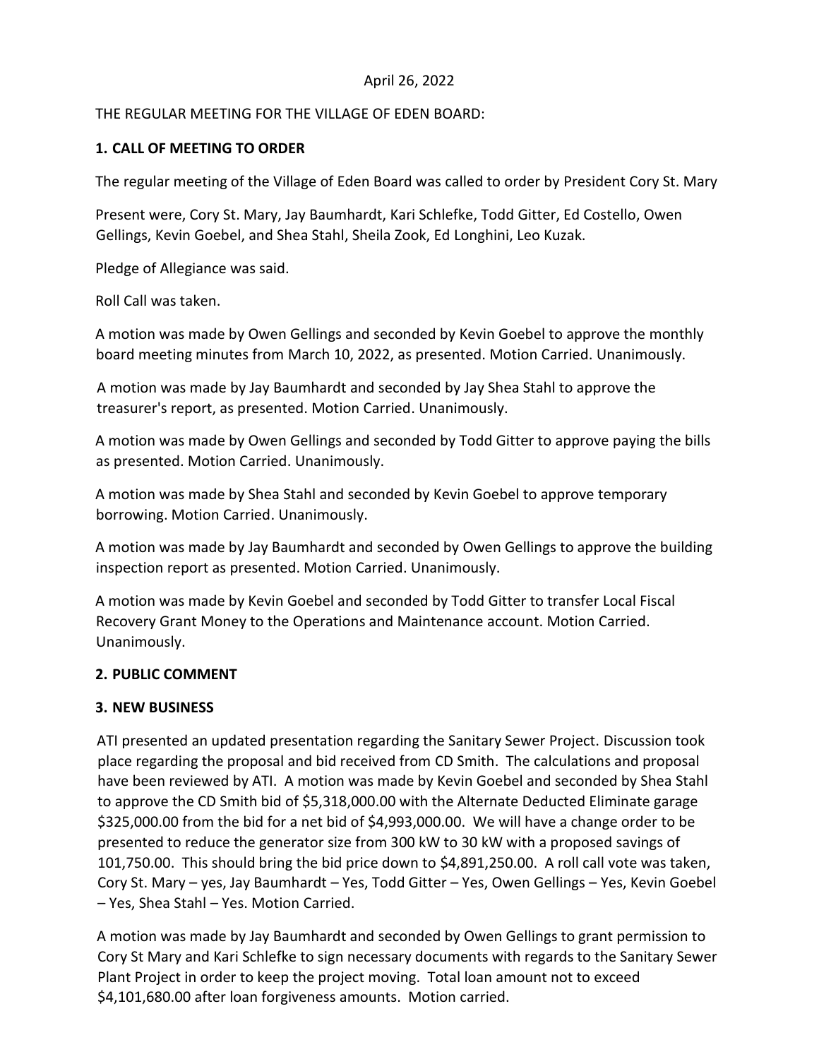April 26, 2022

THE REGULAR MEETING FOR THE VILLAGE OF EDEN BOARD:

**1. CALL OF MEETING TO ORDER**

The regular meeting of the Village of Eden Board was called to order by President Cory St. Mary

Present were, Cory St. Mary, Jay Baumhardt, Kari Schlefke, Todd Gitter, Ed Costello, Owen Gellings, Kevin Goebel, and Shea Stahl, Sheila Zook, Ed Longhini, Leo Kuzak.

Pledge of Allegiance was said.

Roll Call was taken.

A motion was made by Owen Gellings and seconded by Kevin Goebel to approve the monthly board meeting minutes from March 10, 2022, as presented. Motion Carried. Unanimously.

A motion was made by Jay Baumhardt and seconded by Jay Shea Stahl to approve the treasurer's report, as presented. Motion Carried. Unanimously.

A motion was made by Owen Gellings and seconded by Todd Gitter to approve paying the bills as presented. Motion Carried. Unanimously.

A motion was made by Shea Stahl and seconded by Kevin Goebel to approve temporary borrowing. Motion Carried. Unanimously.

A motion was made by Jay Baumhardt and seconded by Owen Gellings to approve the building inspection report as presented. Motion Carried. Unanimously.

A motion was made by Kevin Goebel and seconded by Todd Gitter to transfer Local Fiscal Recovery Grant Money to the Operations and Maintenance account. Motion Carried. Unanimously.

**2. PUBLIC COMMENT**

**3. NEW BUSINESS**

ATI presented an updated presentation regarding the Sanitary Sewer Project. Discussion took place regarding the proposal and bid received from CD Smith. The calculations and proposal have been reviewed by ATI. A motion was made by Kevin Goebel and seconded by Shea Stahl to approve the CD Smith bid of $5,318,000.00 with the Alternate Deducted Eliminate garage $325,000.00 from the bid for a net bid of $4,993,000.00. We will have a change order to be presented to reduce the generator size from 300 kW to 30 kW with a proposed savings of 101,750.00. This should bring the bid price down to $4,891,250.00. A roll call vote was taken, Cory St. Mary – yes, Jay Baumhardt – Yes, Todd Gitter – Yes, Owen Gellings – Yes, Kevin Goebel – Yes, Shea Stahl – Yes. Motion Carried.

A motion was made by Jay Baumhardt and seconded by Owen Gellings to grant permission to Cory St Mary and Kari Schlefke to sign necessary documents with regards to the Sanitary Sewer Plant Project in order to keep the project moving. Total loan amount not to exceed $4,101,680.00 after loan forgiveness amounts. Motion carried.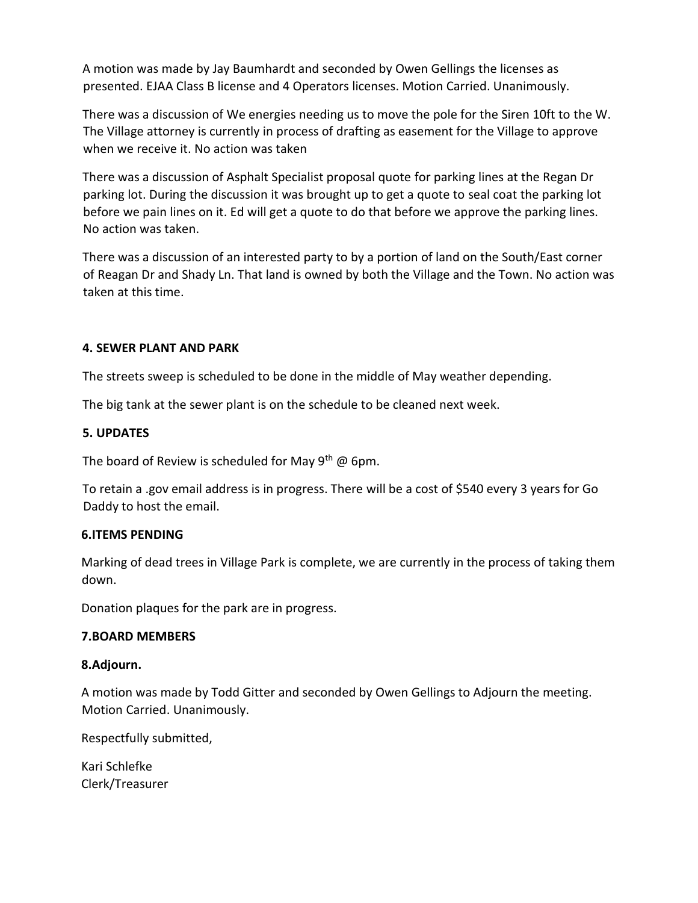A motion was made by Jay Baumhardt and seconded by Owen Gellings the licenses as presented. EJAA Class B license and 4 Operators licenses. Motion Carried. Unanimously.

There was a discussion of We energies needing us to move the pole for the Siren 10ft to the W. The Village attorney is currently in process of drafting as easement for the Village to approve when we receive it. No action was taken

There was a discussion of Asphalt Specialist proposal quote for parking lines at the Regan Dr parking lot. During the discussion it was brought up to get a quote to seal coat the parking lot before we pain lines on it. Ed will get a quote to do that before we approve the parking lines. No action was taken.

There was a discussion of an interested party to by a portion of land on the South/East corner of Reagan Dr and Shady Ln. That land is owned by both the Village and the Town. No action was taken at this time.

**4. SEWER PLANT AND PARK**

The streets sweep is scheduled to be done in the middle of May weather depending.

The big tank at the sewer plant is on the schedule to be cleaned next week.

**5. UPDATES**

The board of Review is scheduled for May 9th @ 6pm.

To retain a .gov email address is in progress. There will be a cost of $540 every 3 years for Go Daddy to host the email.

**6.ITEMS PENDING**

Marking of dead trees in Village Park is complete, we are currently in the process of taking them down.

Donation plaques for the park are in progress.

**7.BOARD MEMBERS**

**8.Adjourn.**

A motion was made by Todd Gitter and seconded by Owen Gellings to Adjourn the meeting. Motion Carried. Unanimously.

Respectfully submitted,

Kari Schlefke
Clerk/Treasurer